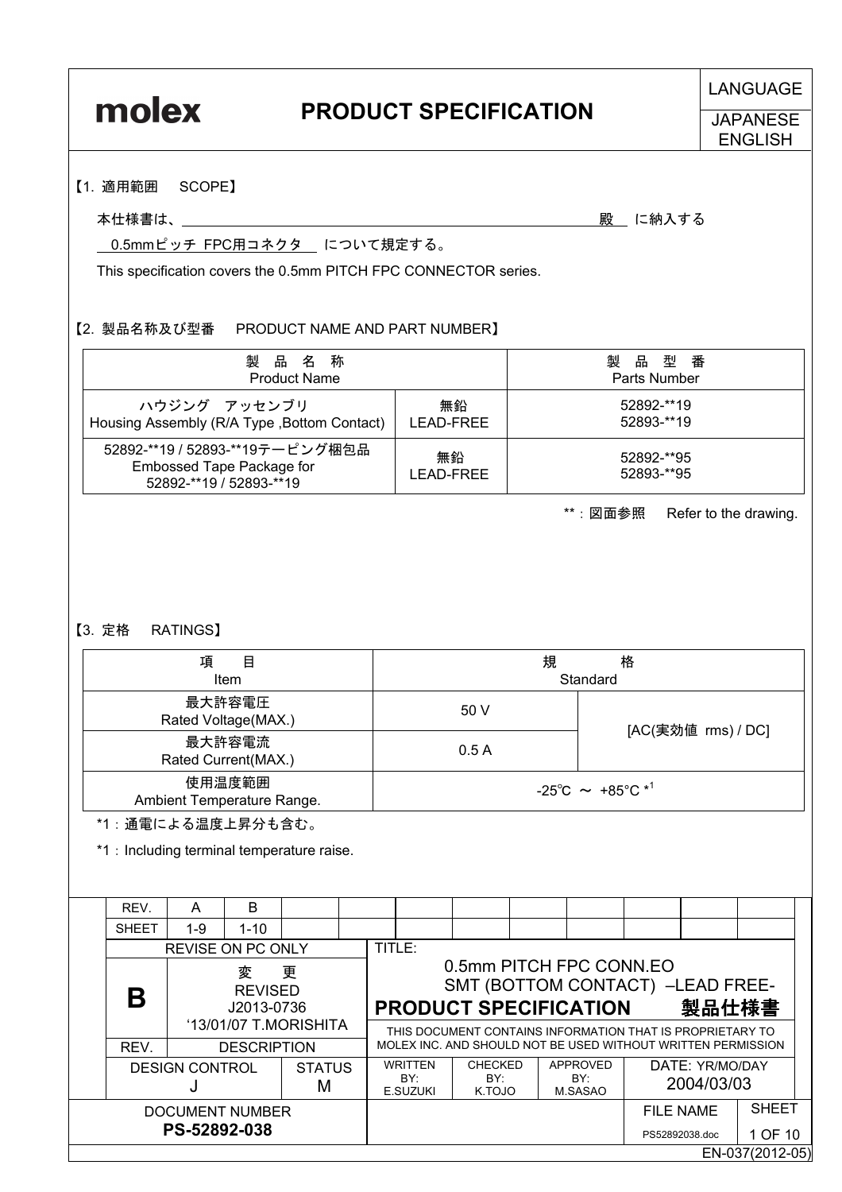**molex**

# PRODUCT SPECIFICATION

LANGUAGE: JAPANESE / ENGLISH

## 【1. 適用範囲　SCOPE】

本仕様書は、＿＿＿＿＿＿＿＿＿＿＿＿＿＿＿＿＿＿＿＿＿＿＿＿＿殿　に納入する

0.5mmピッチ FPC用コネクタ　について規定する。

This specification covers the 0.5mm PITCH FPC CONNECTOR series.

## 【2. 製品名称及び型番　PRODUCT NAME AND PART NUMBER】

| 製品名称 Product Name | | 製品型番 Parts Number |
|---|---|---|
| ハウジング　アッセンブリ Housing Assembly (R/A Type ,Bottom Contact) | 無鉛 LEAD-FREE | 52892-**19<br>52893-**19 |
| 52892-**19 / 52893-**19テーピング梱包品 Embossed Tape Package for 52892-**19 / 52893-**19 | 無鉛 LEAD-FREE | 52892-**95<br>52893-**95 |

**：図面参照　Refer to the drawing.

## 【3. 定格　RATINGS】

| 項目 Item | 規格 Standard | |
|---|---|---|
| 最大許容電圧 Rated Voltage(MAX.) | 50 V | [AC(実効値 rms) / DC] |
| 最大許容電流 Rated Current(MAX.) | 0.5 A | |
| 使用温度範囲 Ambient Temperature Range. | -25℃ ～ +85°C *1 | |

*1：通電による温度上昇分も含む。

*1：Including terminal temperature raise.

| REV. | A | B |
|---|---|---|
| SHEET | 1-9 | 1-10 |

REVISE ON PC ONLY

| REV. | DESCRIPTION |
|---|---|
| B | 変更 REVISED J2013-0736 '13/01/07 T.MORISHITA |

TITLE: 0.5mm PITCH FPC CONN.EO SMT (BOTTOM CONTACT) –LEAD FREE- **PRODUCT SPECIFICATION　製品仕様書**

THIS DOCUMENT CONTAINS INFORMATION THAT IS PROPRIETARY TO MOLEX INC. AND SHOULD NOT BE USED WITHOUT WRITTEN PERMISSION

| DESIGN CONTROL | STATUS | WRITTEN BY: | CHECKED BY: | APPROVED BY: | DATE: YR/MO/DAY |
|---|---|---|---|---|---|
| J | M | E.SUZUKI | K.TOJO | M.SASAO | 2004/03/03 |

| DOCUMENT NUMBER | FILE NAME |
|---|---|
| **PS-52892-038** | PS52892038.doc |

EN-037(2012-05)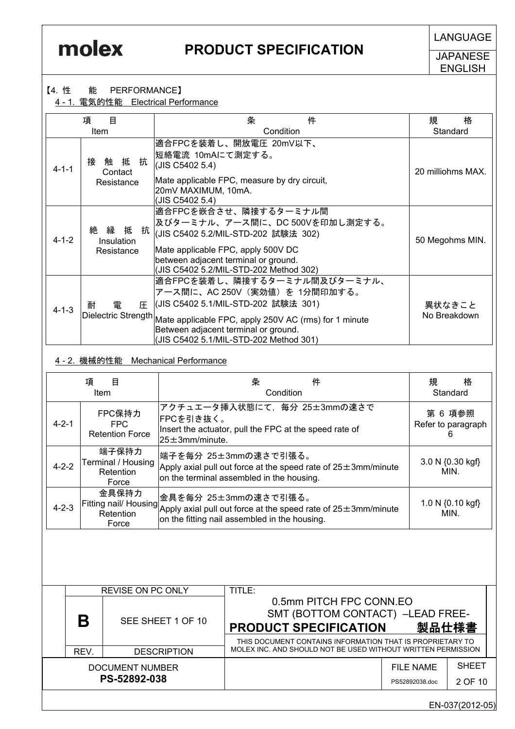## 【4. 性　　能　PERFORMANCE】

### 4 - 1. 電気的性能　Electrical Performance

| 項　目<br>Item | | 条　　件<br>Condition | 規　　格<br>Standard |
|---|---|---|---|
| 4-1-1 | 接 触 抵 抗<br>Contact Resistance | 適合FPCを装着し、開放電圧 20mV以下、<br>短絡電流 10mAにて測定する。<br>(JIS C5402 5.4)<br>Mate applicable FPC, measure by dry circuit, 20mV MAXIMUM, 10mA.<br>(JIS C5402 5.4) | 20 milliohms MAX. |
| 4-1-2 | 絶 縁 抵 抗<br>Insulation Resistance | 適合FPCを嵌合させ、隣接するターミナル間<br>及びターミナル、アース間に、DC 500Vを印加し測定する。<br>(JIS C5402 5.2/MIL-STD-202 試験法 302)<br>Mate applicable FPC, apply 500V DC between adjacent terminal or ground.<br>(JIS C5402 5.2/MIL-STD-202 Method 302) | 50 Megohms MIN. |
| 4-1-3 | 耐　電　圧<br>Dielectric Strength | 適合FPCを装着し、隣接するターミナル間及びターミナル、<br>アース間に、AC 250V（実効値）を 1分間印加する。<br>(JIS C5402 5.1/MIL-STD-202 試験法 301)<br>Mate applicable FPC, apply 250V AC (rms) for 1 minute Between adjacent terminal or ground.<br>(JIS C5402 5.1/MIL-STD-202 Method 301) | 異状なきこと<br>No Breakdown |

### 4 - 2. 機械的性能　Mechanical Performance

| 項　目<br>Item | | 条　　件<br>Condition | 規　　格<br>Standard |
|---|---|---|---|
| 4-2-1 | FPC保持力<br>FPC<br>Retention Force | アクチュエータ挿入状態にて，毎分 25±3mmの速さで<br>FPCを引き抜く。<br>Insert the actuator, pull the FPC at the speed rate of 25±3mm/minute. | 第 6 項参照<br>Refer to paragraph 6 |
| 4-2-2 | 端子保持力<br>Terminal / Housing Retention Force | 端子を毎分 25±3mmの速さで引張る。<br>Apply axial pull out force at the speed rate of 25±3mm/minute on the terminal assembled in the housing. | 3.0 N {0.30 kgf} MIN. |
| 4-2-3 | 金具保持力<br>Fitting nail/ Housing Retention Force | 金具を毎分 25±3mmの速さで引張る。<br>Apply axial pull out force at the speed rate of 25±3mm/minute on the fitting nail assembled in the housing. | 1.0 N {0.10 kgf} MIN. |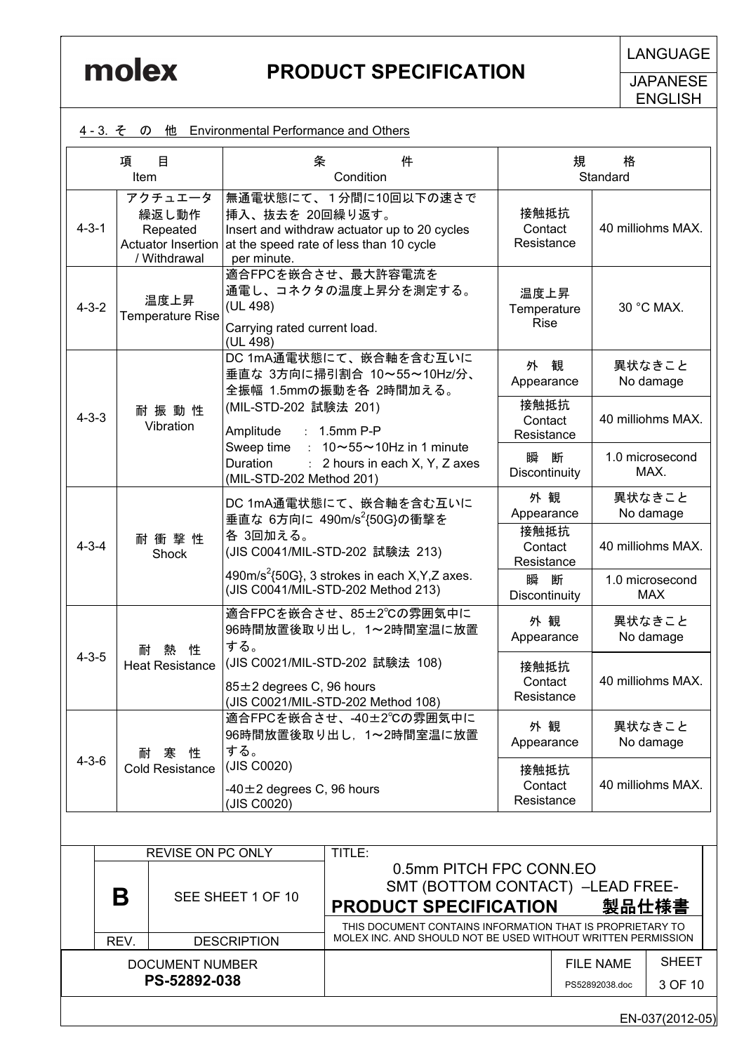### 4 - 3. その他 Environmental Performance and Others

| | 項目<br>Item | 条件<br>Condition | 規格<br>Standard | |
|---|---|---|---|---|
| 4-3-1 | アクチュエータ繰返し動作<br>Repeated Actuator Insertion / Withdrawal | 無通電状態にて、１分間に10回以下の速さで挿入、抜去を 20回繰り返す。<br>Insert and withdraw actuator up to 20 cycles at the speed rate of less than 10 cycle per minute. | 接触抵抗<br>Contact Resistance | 40 milliohms MAX. |
| 4-3-2 | 温度上昇<br>Temperature Rise | 適合FPCを嵌合させ、最大許容電流を通電し、コネクタの温度上昇分を測定する。<br>(UL 498)<br>Carrying rated current load.<br>(UL 498) | 温度上昇<br>Temperature Rise | 30 °C MAX. |
| 4-3-3 | 耐振動性<br>Vibration | DC 1mA通電状態にて、嵌合軸を含む互いに垂直な 3方向に掃引割合 10～55～10Hz/分、全振幅 1.5mmの振動を各 2時間加える。<br>(MIL-STD-202 試験法 201)<br>Amplitude : 1.5mm P-P<br>Sweep time : 10～55～10Hz in 1 minute<br>Duration : 2 hours in each X, Y, Z axes<br>(MIL-STD-202 Method 201) | 外観<br>Appearance | 異状なきこと<br>No damage |
| | | | 接触抵抗<br>Contact Resistance | 40 milliohms MAX. |
| | | | 瞬断<br>Discontinuity | 1.0 microsecond MAX. |
| 4-3-4 | 耐衝撃性<br>Shock | DC 1mA通電状態にて、嵌合軸を含む互いに垂直な 6方向に 490m/s$^2${50G}の衝撃を各 3回加える。<br>(JIS C0041/MIL-STD-202 試験法 213)<br>490m/s$^2${50G}, 3 strokes in each X,Y,Z axes.<br>(JIS C0041/MIL-STD-202 Method 213) | 外観<br>Appearance | 異状なきこと<br>No damage |
| | | | 接触抵抗<br>Contact Resistance | 40 milliohms MAX. |
| | | | 瞬断<br>Discontinuity | 1.0 microsecond MAX |
| 4-3-5 | 耐熱性<br>Heat Resistance | 適合FPCを嵌合させ、85±2℃の雰囲気中に96時間放置後取り出し，1～2時間室温に放置する。<br>(JIS C0021/MIL-STD-202 試験法 108)<br>85±2 degrees C, 96 hours<br>(JIS C0021/MIL-STD-202 Method 108) | 外観<br>Appearance | 異状なきこと<br>No damage |
| | | | 接触抵抗<br>Contact Resistance | 40 milliohms MAX. |
| 4-3-6 | 耐寒性<br>Cold Resistance | 適合FPCを嵌合させ、-40±2℃の雰囲気中に96時間放置後取り出し，1～2時間室温に放置する。<br>(JIS C0020)<br>-40±2 degrees C, 96 hours<br>(JIS C0020) | 外観<br>Appearance | 異状なきこと<br>No damage |
| | | | 接触抵抗<br>Contact Resistance | 40 milliohms MAX. |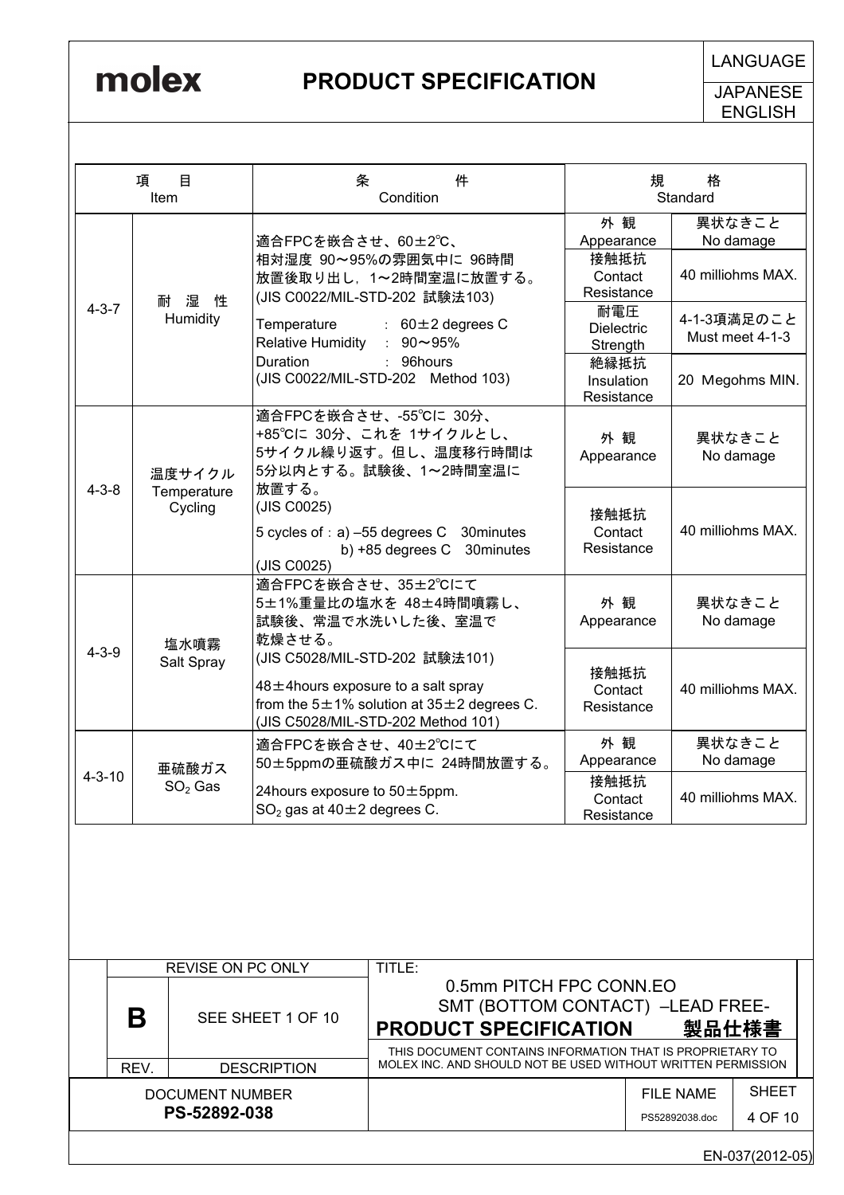| 項　目 Item | | 条　件 Condition | 規　格 Standard | |
|---|---|---|---|---|
| 4-3-7 | 耐　湿　性 Humidity | 適合FPCを嵌合させ、60±2℃、相対湿度 90～95%の雰囲気中に 96時間放置後取り出し，1～2時間室温に放置する。(JIS C0022/MIL-STD-202 試験法103)<br>Temperature　：60±2 degrees C<br>Relative Humidity　：90～95%<br>Duration　：96hours<br>(JIS C0022/MIL-STD-202　Method 103) | 外 観 Appearance | 異状なきこと No damage |
| | | | 接触抵抗 Contact Resistance | 40 milliohms MAX. |
| | | | 耐電圧 Dielectric Strength | 4-1-3項満足のこと Must meet 4-1-3 |
| | | | 絶縁抵抗 Insulation Resistance | 20 Megohms MIN. |
| 4-3-8 | 温度サイクル Temperature Cycling | 適合FPCを嵌合させ、-55℃に 30分、+85℃に 30分、これを 1サイクルとし、5サイクル繰り返す。但し、温度移行時間は5分以内とする。試験後、1～2時間室温に放置する。(JIS C0025)<br>5 cycles of：a) –55 degrees C　30minutes<br>b) +85 degrees C　30minutes<br>(JIS C0025) | 外 観 Appearance | 異状なきこと No damage |
| | | | 接触抵抗 Contact Resistance | 40 milliohms MAX. |
| 4-3-9 | 塩水噴霧 Salt Spray | 適合FPCを嵌合させ、35±2℃にて5±1%重量比の塩水を 48±4時間噴霧し、試験後、常温で水洗いした後、室温で乾燥させる。(JIS C5028/MIL-STD-202 試験法101)<br>48±4hours exposure to a salt spray from the 5±1% solution at 35±2 degrees C.<br>(JIS C5028/MIL-STD-202 Method 101) | 外 観 Appearance | 異状なきこと No damage |
| | | | 接触抵抗 Contact Resistance | 40 milliohms MAX. |
| 4-3-10 | 亜硫酸ガス $SO_2$ Gas | 適合FPCを嵌合させ、40±2℃にて50±5ppmの亜硫酸ガス中に 24時間放置する。<br>24hours exposure to 50±5ppm. $SO_2$ gas at 40±2 degrees C. | 外 観 Appearance | 異状なきこと No damage |
| | | | 接触抵抗 Contact Resistance | 40 milliohms MAX. |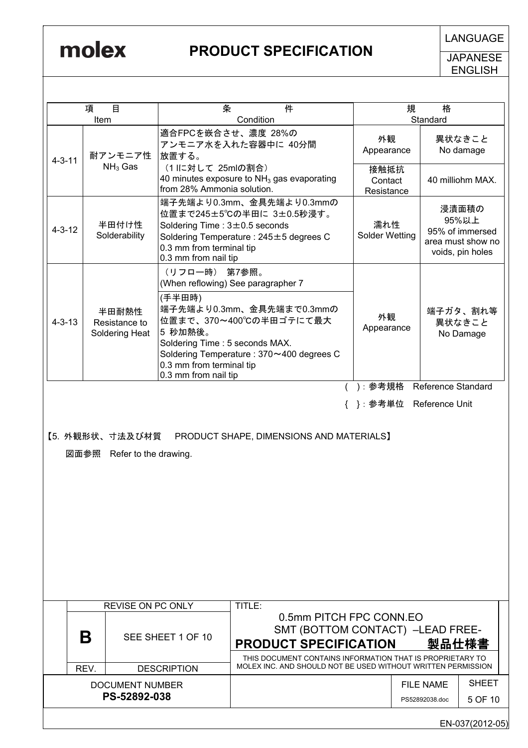| 項 目 Item | | 条 件 Condition | 規 格 Standard | |
|---|---|---|---|---|
| 4-3-11 | 耐アンモニア性 $NH_3$ Gas | 適合FPCを嵌合させ、濃度 28%の アンモニア水を入れた容器中に 40分間 放置する。 (1 lに対して 25mlの割合) 40 minutes exposure to $NH_3$ gas evaporating from 28% Ammonia solution. | 外観 Appearance | 異状なきこと No damage |
| | | | 接触抵抗 Contact Resistance | 40 milliohm MAX. |
| 4-3-12 | 半田付け性 Solderability | 端子先端より0.3mm、金具先端より0.3mmの位置まで245±5℃の半田に 3±0.5秒浸す。 Soldering Time : 3±0.5 seconds Soldering Temperature : 245±5 degrees C 0.3 mm from terminal tip 0.3 mm from nail tip | 濡れ性 Solder Wetting | 浸漬面積の 95%以上 95% of immersed area must show no voids, pin holes |
| 4-3-13 | 半田耐熱性 Resistance to Soldering Heat | (リフロー時) 第7参照。 (When reflowing) See paragraph 7 | 外観 Appearance | 端子ガタ、割れ等 異状なきこと No Damage |
| | | (手半田時) 端子先端より0.3mm、金具先端まで0.3mmの位置まで、370～400℃の半田ゴテにて最大 5 秒加熱後。 Soldering Time : 5 seconds MAX. Soldering Temperature : 370～400 degrees C 0.3 mm from terminal tip 0.3 mm from nail tip | | |

( ) : 参考規格 Reference Standard

{ } : 参考単位 Reference Unit

【5. 外観形状、寸法及び材質 PRODUCT SHAPE, DIMENSIONS AND MATERIALS】

図面参照 Refer to the drawing.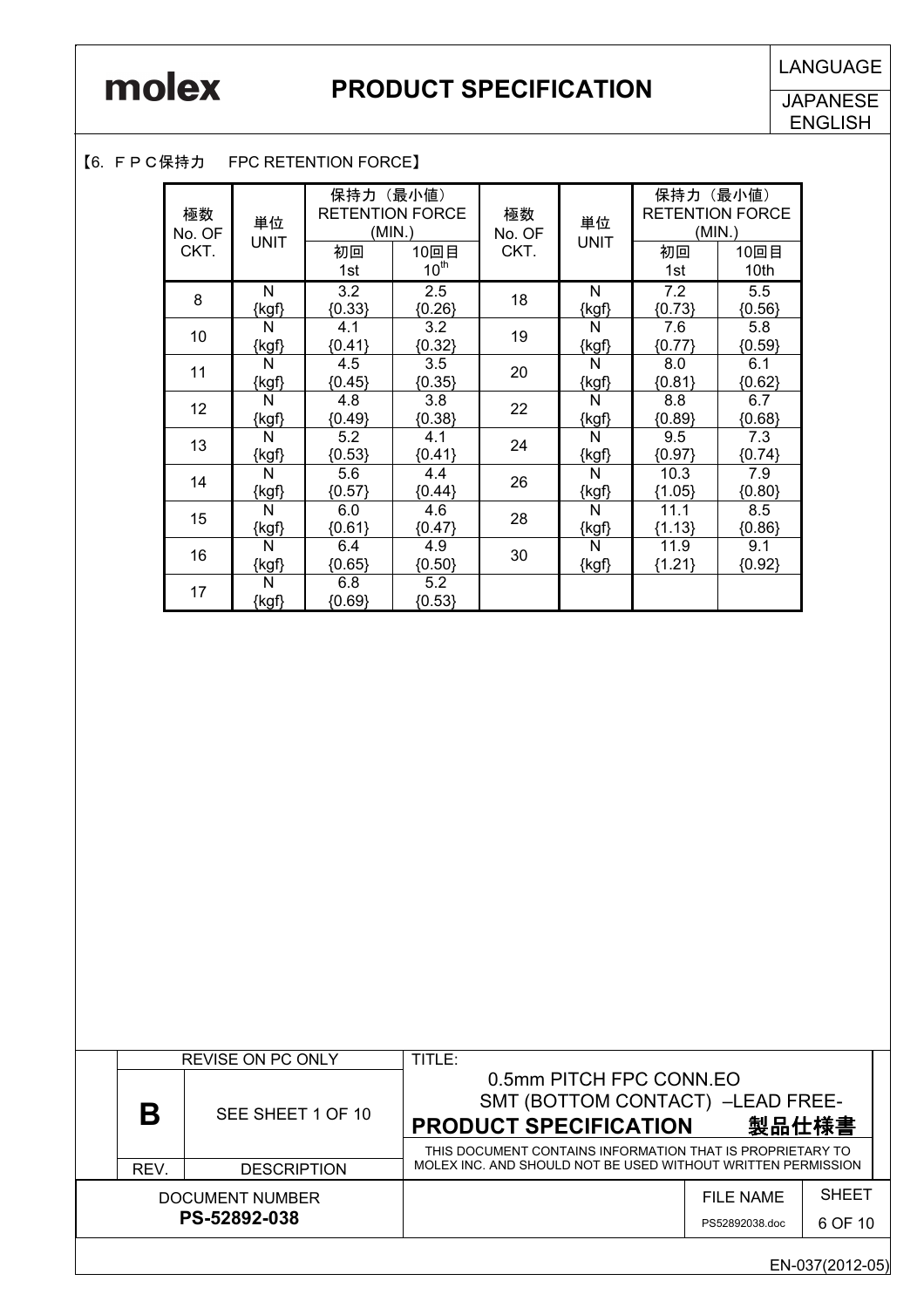【6. ＦＰＣ保持力　FPC RETENTION FORCE】

| 極数 No. OF CKT. | 単位 UNIT | 保持力（最小値） RETENTION FORCE (MIN.) | | 極数 No. OF CKT. | 単位 UNIT | 保持力（最小値） RETENTION FORCE (MIN.) | |
|---|---|---|---|---|---|---|---|
| | | 初回 1st | 10回目 $10^{th}$ | | | 初回 1st | 10回目 10th |
| 8 | N {kgf} | 3.2 {0.33} | 2.5 {0.26} | 18 | N {kgf} | 7.2 {0.73} | 5.5 {0.56} |
| 10 | N {kgf} | 4.1 {0.41} | 3.2 {0.32} | 19 | N {kgf} | 7.6 {0.77} | 5.8 {0.59} |
| 11 | N {kgf} | 4.5 {0.45} | 3.5 {0.35} | 20 | N {kgf} | 8.0 {0.81} | 6.1 {0.62} |
| 12 | N {kgf} | 4.8 {0.49} | 3.8 {0.38} | 22 | N {kgf} | 8.8 {0.89} | 6.7 {0.68} |
| 13 | N {kgf} | 5.2 {0.53} | 4.1 {0.41} | 24 | N {kgf} | 9.5 {0.97} | 7.3 {0.74} |
| 14 | N {kgf} | 5.6 {0.57} | 4.4 {0.44} | 26 | N {kgf} | 10.3 {1.05} | 7.9 {0.80} |
| 15 | N {kgf} | 6.0 {0.61} | 4.6 {0.47} | 28 | N {kgf} | 11.1 {1.13} | 8.5 {0.86} |
| 16 | N {kgf} | 6.4 {0.65} | 4.9 {0.50} | 30 | N {kgf} | 11.9 {1.21} | 9.1 {0.92} |
| 17 | N {kgf} | 6.8 {0.69} | 5.2 {0.53} | | | | |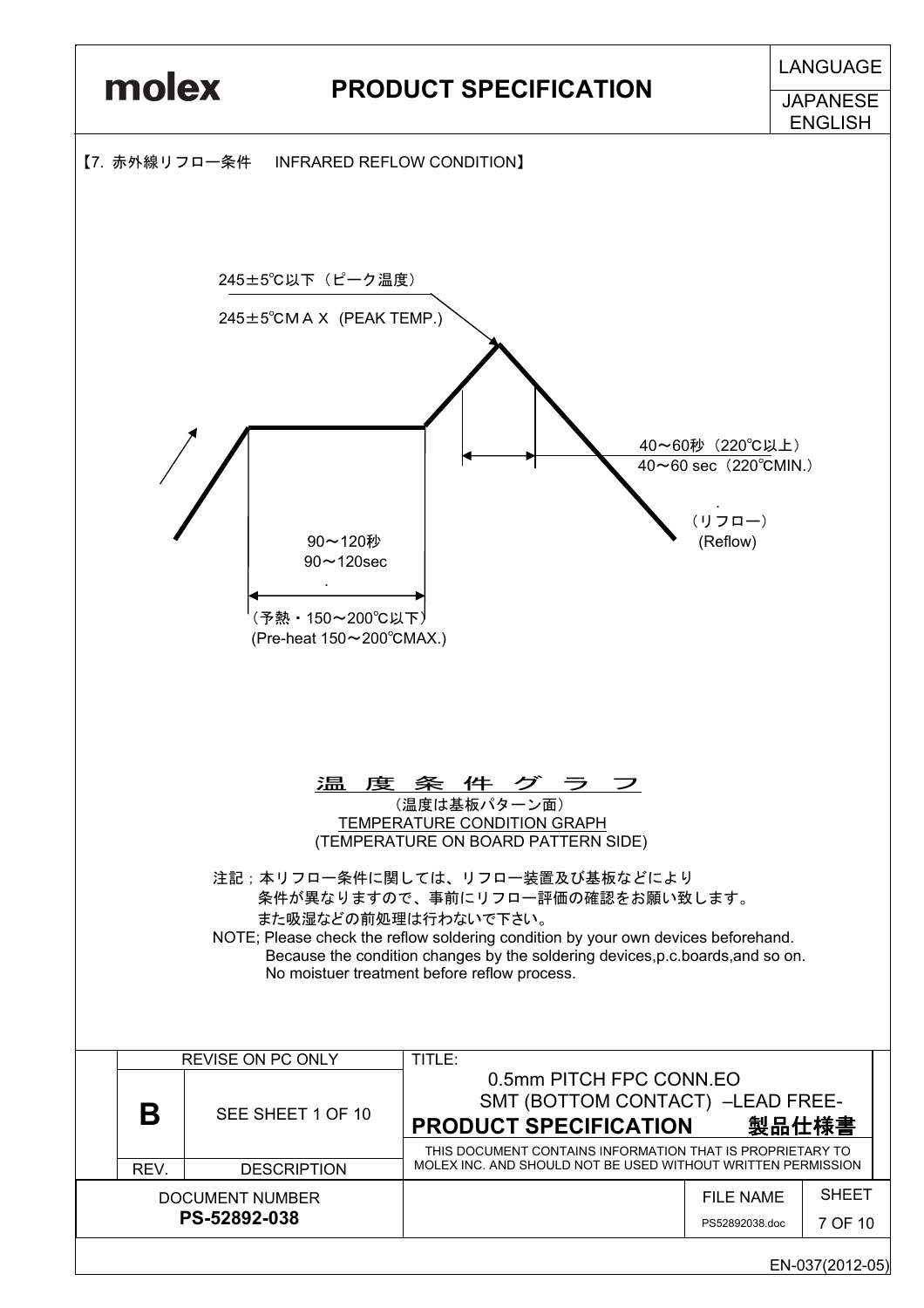【7. 赤外線リフロー条件　INFRARED REFLOW CONDITION】

245±5℃以下（ピーク温度）

245±5℃ＭＡＸ (PEAK TEMP.)

40～60秒（220℃以上）
40～60 sec（220℃MIN.）

（リフロー）
(Reflow)

90～120秒
90～120sec

（予熱・150～200℃以下）
(Pre-heat 150～200℃MAX.)

温度条件グラフ

（温度は基板パターン面）

TEMPERATURE CONDITION GRAPH

(TEMPERATURE ON BOARD PATTERN SIDE)

注記；本リフロー条件に関しては、リフロー装置及び基板などにより
条件が異なりますので、事前にリフロー評価の確認をお願い致します。
また吸湿などの前処理は行わないで下さい。

NOTE; Please check the reflow soldering condition by your own devices beforehand.
Because the condition changes by the soldering devices,p.c.boards,and so on.
No moistuer treatment before reflow process.

| REV. | DESCRIPTION | TITLE: |
|---|---|---|
| B | SEE SHEET 1 OF 10 | 0.5mm PITCH FPC CONN.EO SMT (BOTTOM CONTACT) –LEAD FREE- PRODUCT SPECIFICATION 製品仕様書 |

REVISE ON PC ONLY

THIS DOCUMENT CONTAINS INFORMATION THAT IS PROPRIETARY TO MOLEX INC. AND SHOULD NOT BE USED WITHOUT WRITTEN PERMISSION

| DOCUMENT NUMBER | FILE NAME | SHEET |
|---|---|---|
| PS-52892-038 | PS52892038.doc | 7 OF 10 |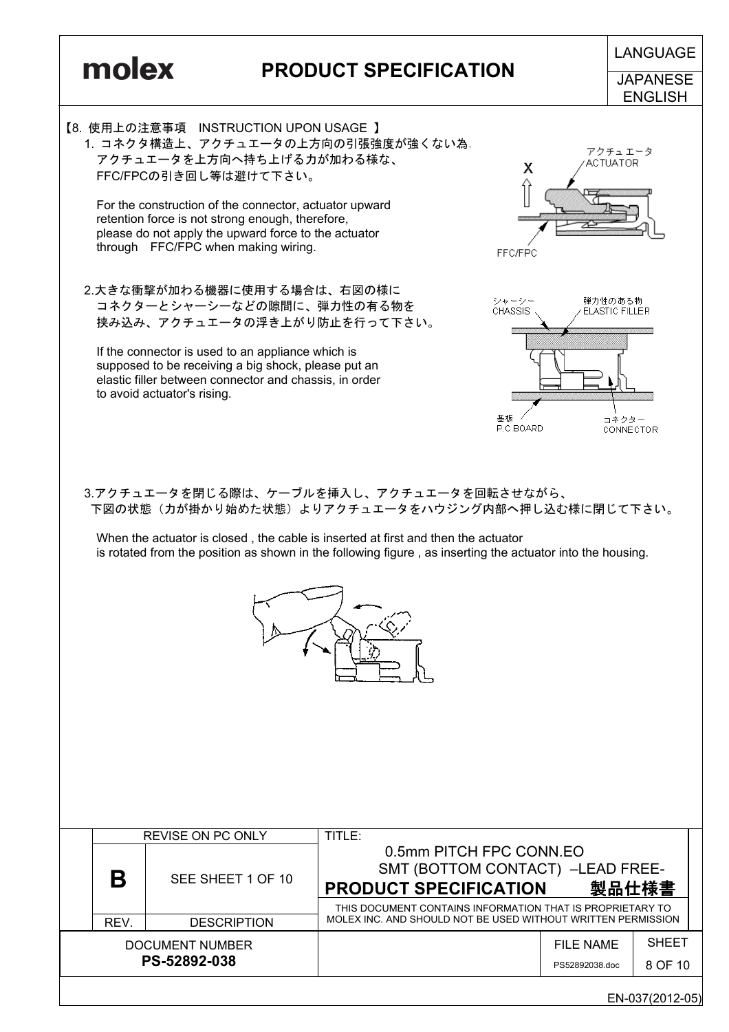## 【8. 使用上の注意事項　INSTRUCTION UPON USAGE 】

1. コネクタ構造上、アクチュエータの上方向の引張強度が強くない為.
アクチュエータを上方向へ持ち上げる力が加わる様な、
FFC/FPCの引き回し等は避けて下さい。

For the construction of the connector, actuator upward retention force is not strong enough, therefore, please do not apply the upward force to the actuator through FFC/FPC when making wiring.

アクチュエータ
ACTUATOR
X
FFC/FPC

2. 大きな衝撃が加わる機器に使用する場合は、右図の様に
コネクターとシャーシーなどの隙間に、弾力性の有る物を
挟み込み、アクチュエータの浮き上がり防止を行って下さい。

If the connector is used to an appliance which is supposed to be receiving a big shock, please put an elastic filler between connector and chassis, in order to avoid actuator's rising.

シャーシー
CHASSIS
弾力性のある物
ELASTIC FILLER
基板
P.C.BOARD
コネクター
CONNECTOR

3. アクチュエータを閉じる際は、ケーブルを挿入し、アクチュエータを回転させながら、
下図の状態（力が掛かり始めた状態）よりアクチュエータをハウジング内部へ押し込む様に閉じて下さい。

When the actuator is closed , the cable is inserted at first and then the actuator is rotated from the position as shown in the following figure , as inserting the actuator into the housing.

| REV. | DESCRIPTION | TITLE: |
|---|---|---|
| B | SEE SHEET 1 OF 10 | 0.5mm PITCH FPC CONN.EO SMT (BOTTOM CONTACT) –LEAD FREE- **PRODUCT SPECIFICATION 製品仕様書** |

REVISE ON PC ONLY

THIS DOCUMENT CONTAINS INFORMATION THAT IS PROPRIETARY TO MOLEX INC. AND SHOULD NOT BE USED WITHOUT WRITTEN PERMISSION

| DOCUMENT NUMBER | FILE NAME | SHEET |
|---|---|---|
| **PS-52892-038** | PS52892038.doc | 8 OF 10 |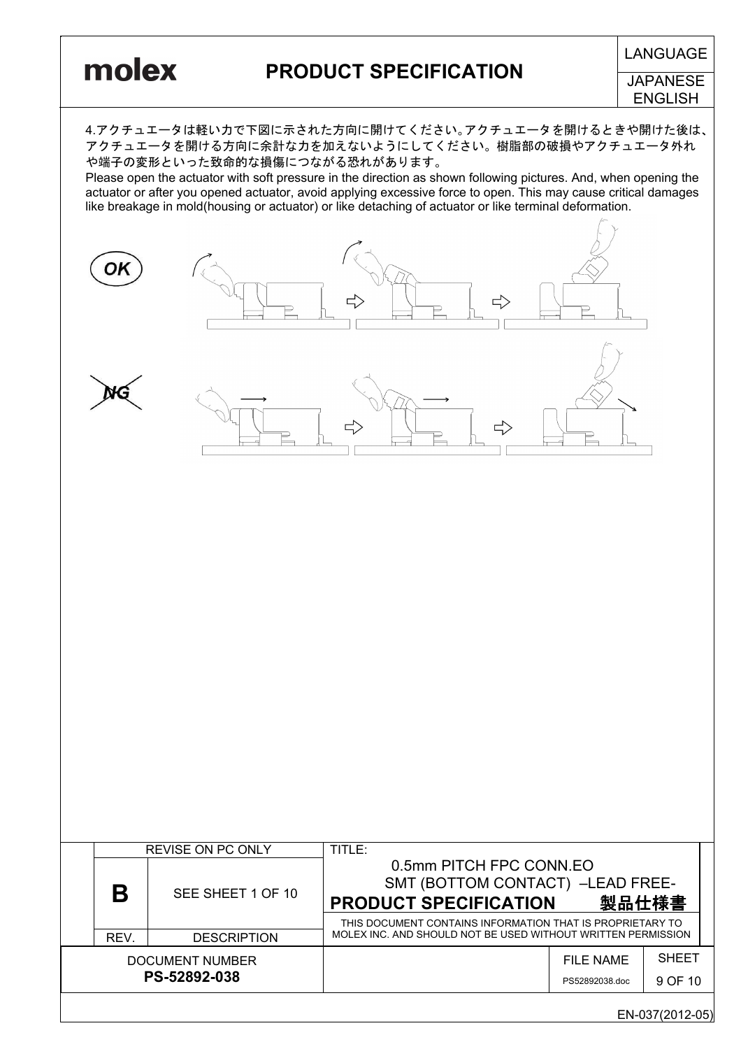4.アクチュエータは軽い力で下図に示された方向に開けてください。アクチュエータを開けるときや開けた後は、アクチュエータを開ける方向に余計な力を加えないようにしてください。樹脂部の破損やアクチュエータ外れや端子の変形といった致命的な損傷につながる恐れがあります。

Please open the actuator with soft pressure in the direction as shown following pictures. And, when opening the actuator or after you opened actuator, avoid applying excessive force to open. This may cause critical damages like breakage in mold(housing or actuator) or like detaching of actuator or like terminal deformation.

OK

NG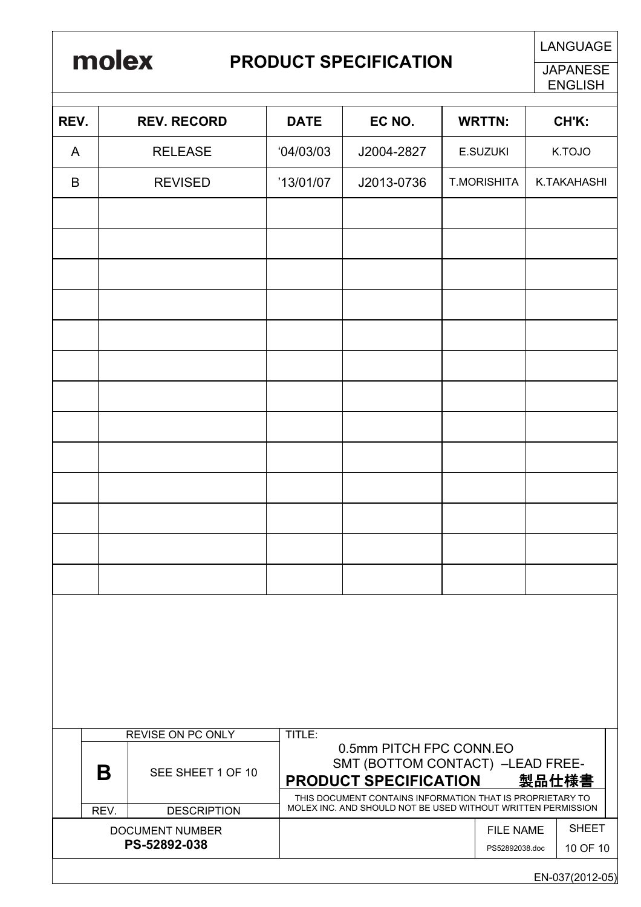| REV. | REV. RECORD | DATE | EC NO. | WRTTN: | CH'K: |
|---|---|---|---|---|---|
| A | RELEASE | '04/03/03 | J2004-2827 | E.SUZUKI | K.TOJO |
| B | REVISED | '13/01/07 | J2013-0736 | T.MORISHITA | K.TAKAHASHI |
| | | | | | |
| | | | | | |
| | | | | | |
| | | | | | |
| | | | | | |
| | | | | | |
| | | | | | |
| | | | | | |
| | | | | | |
| | | | | | |
| | | | | | |
| | | | | | |
| | | | | | |